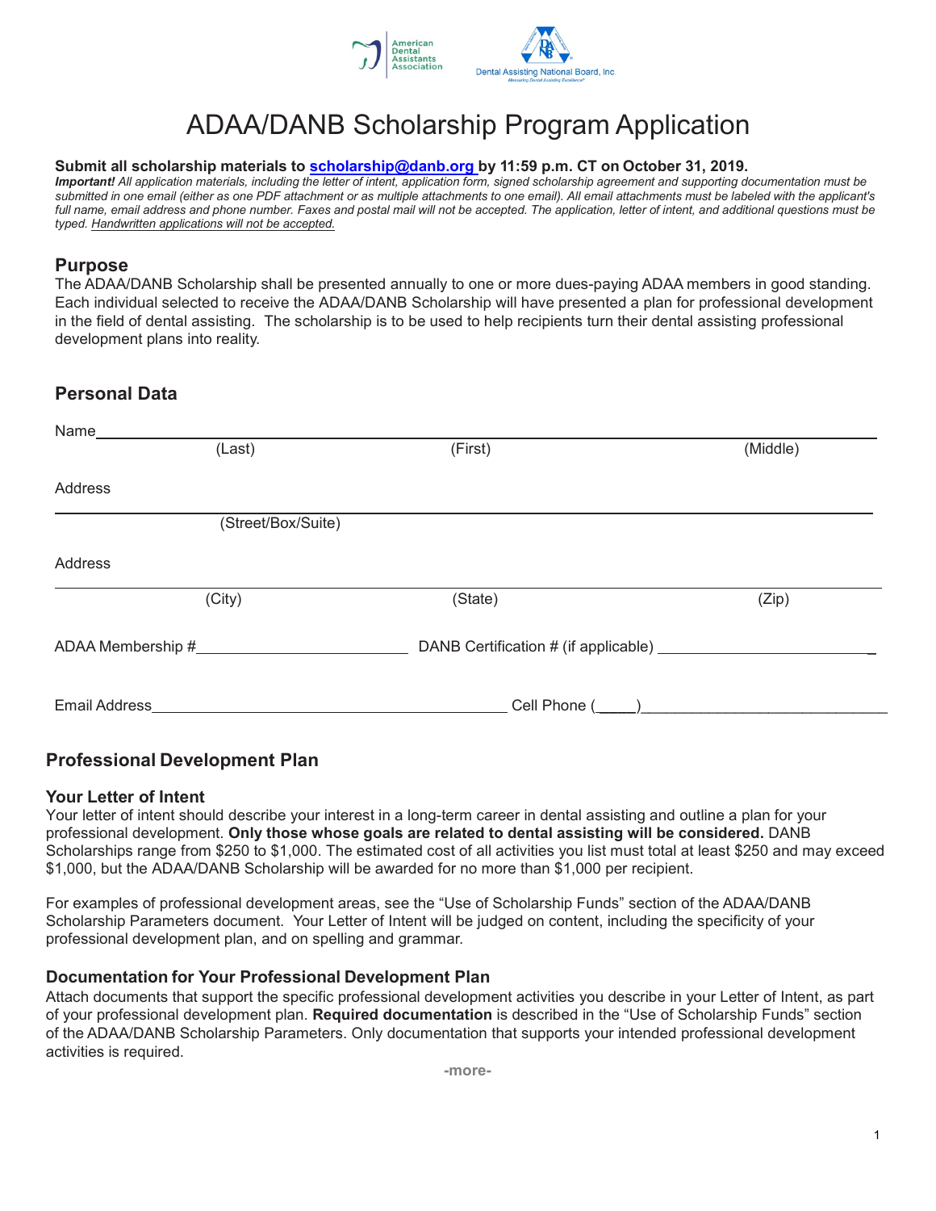# ADAA/DANB Scholarship Program Application

**Submit all scholarship materials to scholarship@danb.org by 11:59 p.m. CT on October 31, 2019.**

***Important!*** *All application materials, including the letter of intent, application form, signed scholarship agreement and supporting documentation must be submitted in one email (either as one PDF attachment or as multiple attachments to one email). All email attachments must be labeled with the applicant's full name, email address and phone number. Faxes and postal mail will not be accepted. The application, letter of intent, and additional questions must be typed. Handwritten applications will not be accepted.*

## Purpose

The ADAA/DANB Scholarship shall be presented annually to one or more dues-paying ADAA members in good standing. Each individual selected to receive the ADAA/DANB Scholarship will have presented a plan for professional development in the field of dental assisting. The scholarship is to be used to help recipients turn their dental assisting professional development plans into reality.

## Personal Data

Name ______________________________________________
(Last) (First) (Middle)

Address

______________________________________________
(Street/Box/Suite)

Address

______________________________________________
(City) (State) (Zip)

ADAA Membership #________________________ DANB Certification # (if applicable) ________________________

Email Address ________________________________________ Cell Phone (____)____________________________

## Professional Development Plan

### Your Letter of Intent

Your letter of intent should describe your interest in a long-term career in dental assisting and outline a plan for your professional development. **Only those whose goals are related to dental assisting will be considered.** DANB Scholarships range from $250 to $1,000. The estimated cost of all activities you list must total at least $250 and may exceed $1,000, but the ADAA/DANB Scholarship will be awarded for no more than $1,000 per recipient.

For examples of professional development areas, see the "Use of Scholarship Funds" section of the ADAA/DANB Scholarship Parameters document. Your Letter of Intent will be judged on content, including the specificity of your professional development plan, and on spelling and grammar.

### Documentation for Your Professional Development Plan

Attach documents that support the specific professional development activities you describe in your Letter of Intent, as part of your professional development plan. **Required documentation** is described in the "Use of Scholarship Funds" section of the ADAA/DANB Scholarship Parameters. Only documentation that supports your intended professional development activities is required.

-more-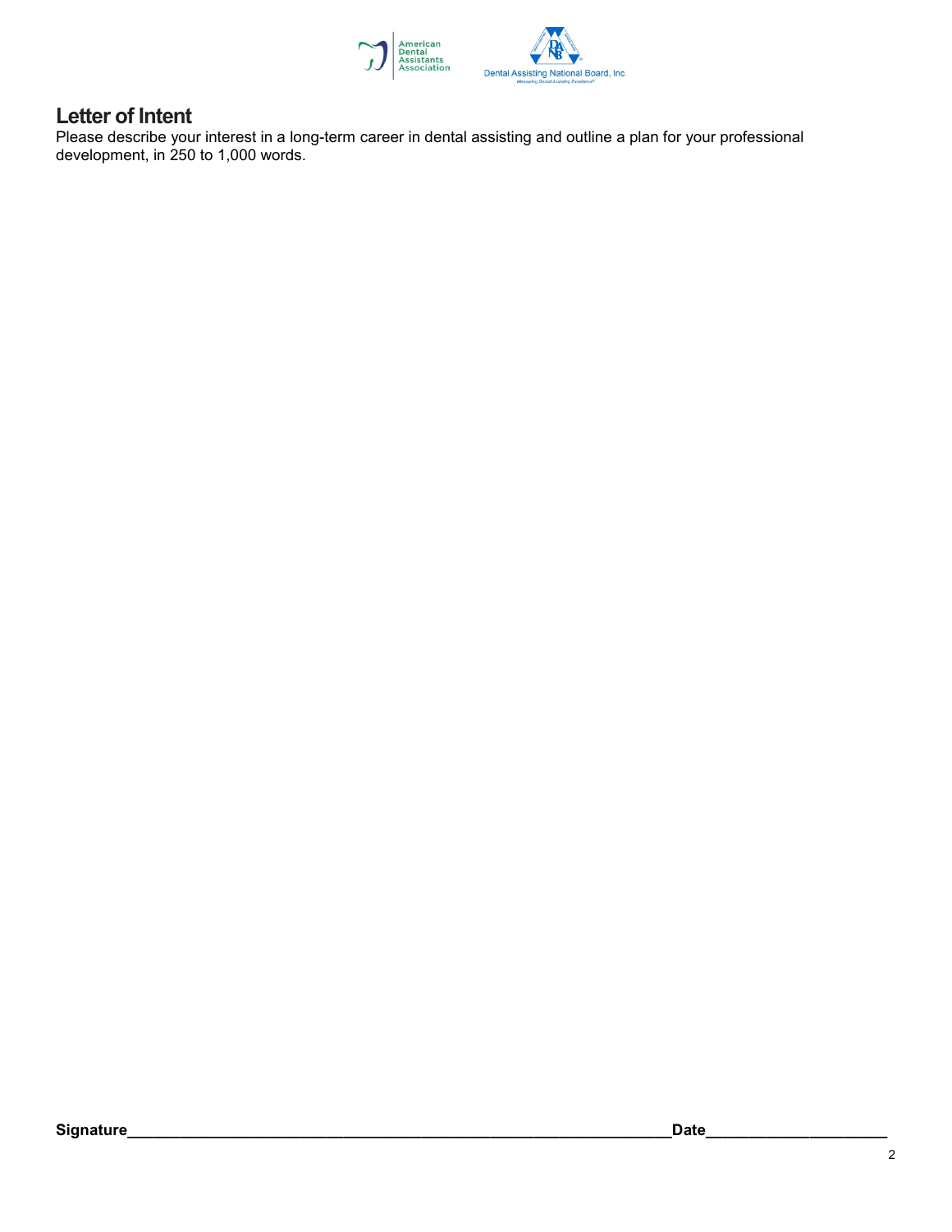## Letter of Intent

Please describe your interest in a long-term career in dental assisting and outline a plan for your professional development, in 250 to 1,000 words.

**Signature**\_\_\_\_\_\_\_\_\_\_\_\_\_\_\_\_\_\_\_\_\_\_\_\_\_\_\_\_\_\_\_\_\_\_\_\_\_\_\_\_\_\_\_\_\_\_\_\_\_\_\_\_\_\_\_\_\_\_\_\_\_\_**Date**\_\_\_\_\_\_\_\_\_\_\_\_\_\_\_\_\_\_\_\_\_\_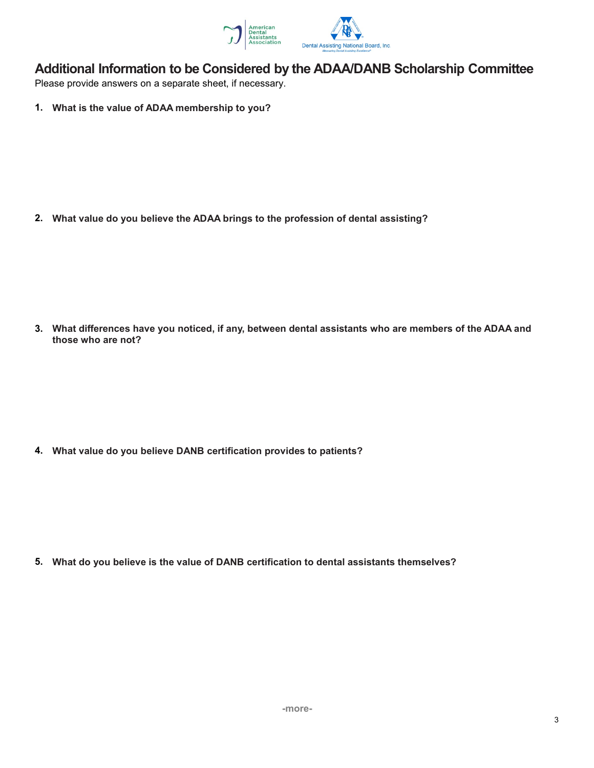## Additional Information to be Considered by the ADAA/DANB Scholarship Committee

Please provide answers on a separate sheet, if necessary.

1. **What is the value of ADAA membership to you?**

2. **What value do you believe the ADAA brings to the profession of dental assisting?**

3. **What differences have you noticed, if any, between dental assistants who are members of the ADAA and those who are not?**

4. **What value do you believe DANB certification provides to patients?**

5. **What do you believe is the value of DANB certification to dental assistants themselves?**

-more-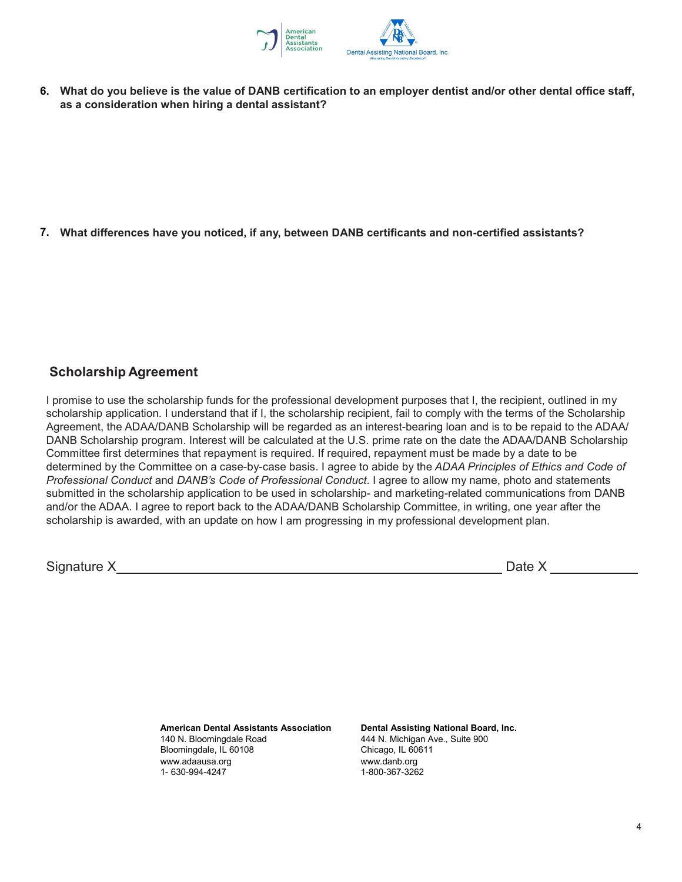**6. What do you believe is the value of DANB certification to an employer dentist and/or other dental office staff, as a consideration when hiring a dental assistant?**

**7. What differences have you noticed, if any, between DANB certificants and non-certified assistants?**

## Scholarship Agreement

I promise to use the scholarship funds for the professional development purposes that I, the recipient, outlined in my scholarship application. I understand that if I, the scholarship recipient, fail to comply with the terms of the Scholarship Agreement, the ADAA/DANB Scholarship will be regarded as an interest-bearing loan and is to be repaid to the ADAA/DANB Scholarship program. Interest will be calculated at the U.S. prime rate on the date the ADAA/DANB Scholarship Committee first determines that repayment is required. If required, repayment must be made by a date to be determined by the Committee on a case-by-case basis. I agree to abide by the *ADAA Principles of Ethics and Code of Professional Conduct* and *DANB's Code of Professional Conduct*. I agree to allow my name, photo and statements submitted in the scholarship application to be used in scholarship- and marketing-related communications from DANB and/or the ADAA. I agree to report back to the ADAA/DANB Scholarship Committee, in writing, one year after the scholarship is awarded, with an update on how I am progressing in my professional development plan.

Signature X________________________________________ Date X ____________

**American Dental Assistants Association**
140 N. Bloomingdale Road
Bloomingdale, IL 60108
www.adaausa.org
1- 630-994-4247

**Dental Assisting National Board, Inc.**
444 N. Michigan Ave., Suite 900
Chicago, IL 60611
www.danb.org
1-800-367-3262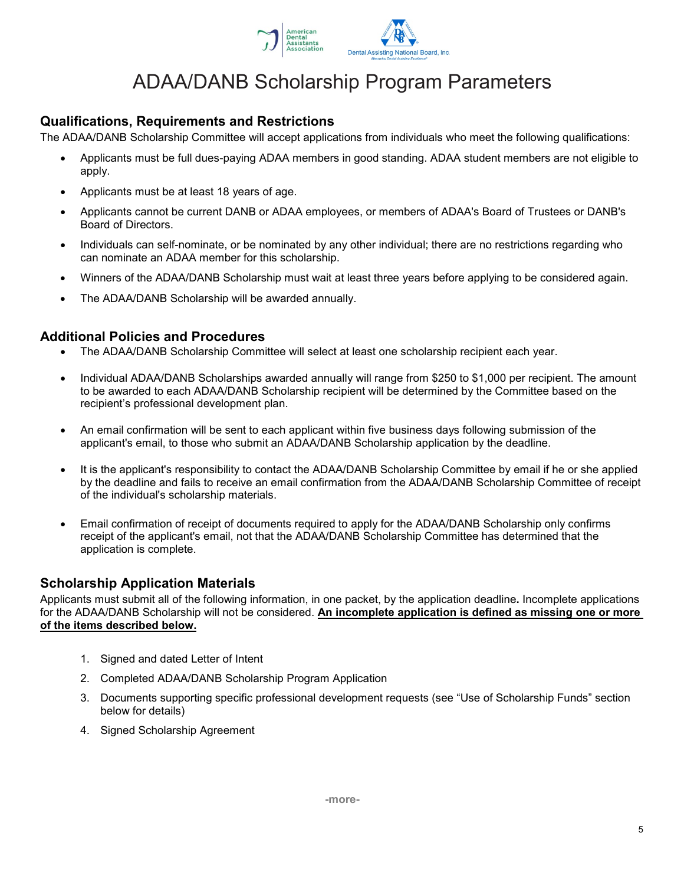# ADAA/DANB Scholarship Program Parameters

## Qualifications, Requirements and Restrictions

The ADAA/DANB Scholarship Committee will accept applications from individuals who meet the following qualifications:

- Applicants must be full dues-paying ADAA members in good standing. ADAA student members are not eligible to apply.
- Applicants must be at least 18 years of age.
- Applicants cannot be current DANB or ADAA employees, or members of ADAA's Board of Trustees or DANB's Board of Directors.
- Individuals can self-nominate, or be nominated by any other individual; there are no restrictions regarding who can nominate an ADAA member for this scholarship.
- Winners of the ADAA/DANB Scholarship must wait at least three years before applying to be considered again.
- The ADAA/DANB Scholarship will be awarded annually.

## Additional Policies and Procedures

- The ADAA/DANB Scholarship Committee will select at least one scholarship recipient each year.
- Individual ADAA/DANB Scholarships awarded annually will range from $250 to $1,000 per recipient. The amount to be awarded to each ADAA/DANB Scholarship recipient will be determined by the Committee based on the recipient's professional development plan.
- An email confirmation will be sent to each applicant within five business days following submission of the applicant's email, to those who submit an ADAA/DANB Scholarship application by the deadline.
- It is the applicant's responsibility to contact the ADAA/DANB Scholarship Committee by email if he or she applied by the deadline and fails to receive an email confirmation from the ADAA/DANB Scholarship Committee of receipt of the individual's scholarship materials.
- Email confirmation of receipt of documents required to apply for the ADAA/DANB Scholarship only confirms receipt of the applicant's email, not that the ADAA/DANB Scholarship Committee has determined that the application is complete.

## Scholarship Application Materials

Applicants must submit all of the following information, in one packet, by the application deadline**.** Incomplete applications for the ADAA/DANB Scholarship will not be considered. **An incomplete application is defined as missing one or more of the items described below.**

1. Signed and dated Letter of Intent
2. Completed ADAA/DANB Scholarship Program Application
3. Documents supporting specific professional development requests (see "Use of Scholarship Funds" section below for details)
4. Signed Scholarship Agreement

-more-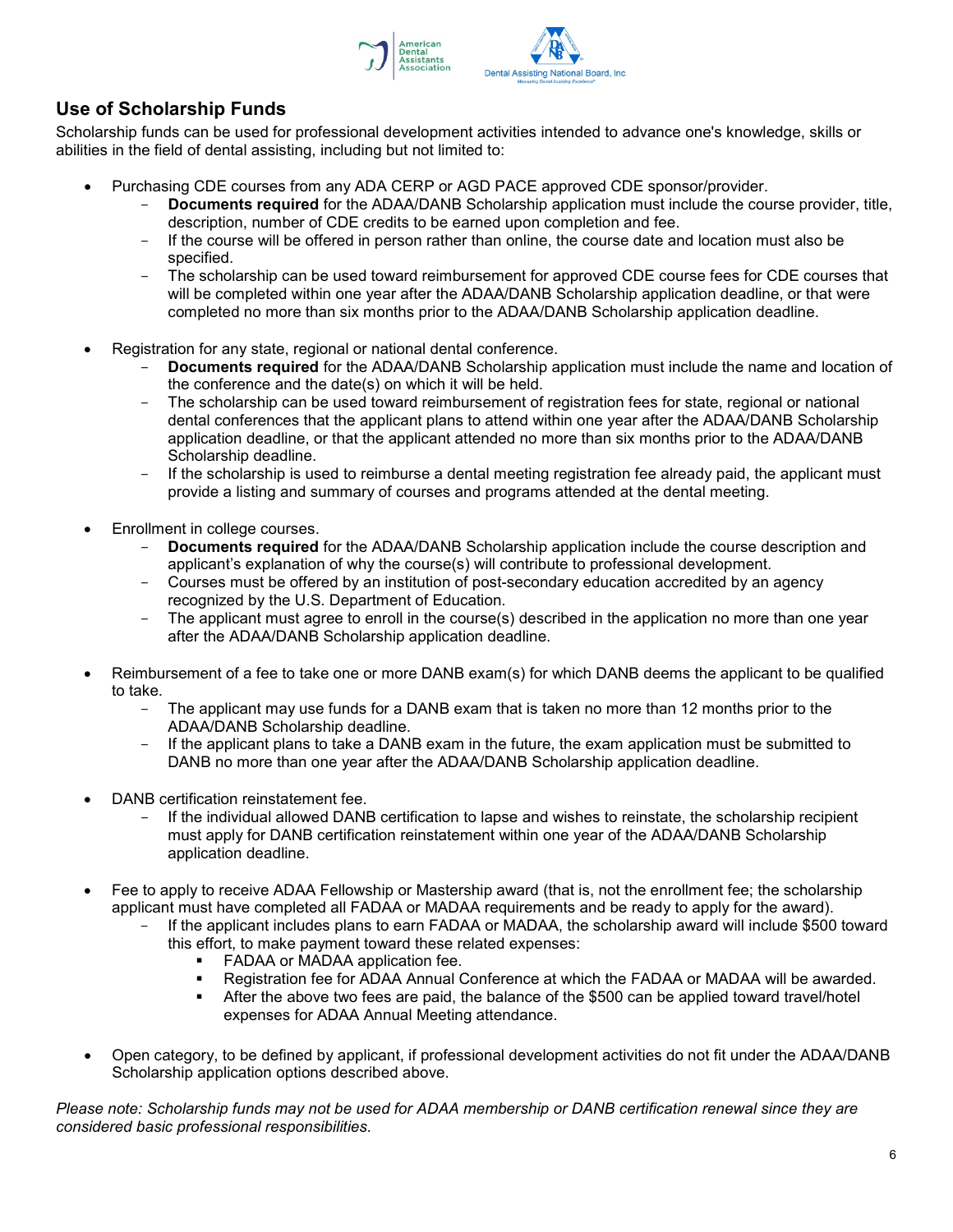## Use of Scholarship Funds

Scholarship funds can be used for professional development activities intended to advance one's knowledge, skills or abilities in the field of dental assisting, including but not limited to:

- Purchasing CDE courses from any ADA CERP or AGD PACE approved CDE sponsor/provider.
  - **Documents required** for the ADAA/DANB Scholarship application must include the course provider, title, description, number of CDE credits to be earned upon completion and fee.
  - If the course will be offered in person rather than online, the course date and location must also be specified.
  - The scholarship can be used toward reimbursement for approved CDE course fees for CDE courses that will be completed within one year after the ADAA/DANB Scholarship application deadline, or that were completed no more than six months prior to the ADAA/DANB Scholarship application deadline.

- Registration for any state, regional or national dental conference.
  - **Documents required** for the ADAA/DANB Scholarship application must include the name and location of the conference and the date(s) on which it will be held.
  - The scholarship can be used toward reimbursement of registration fees for state, regional or national dental conferences that the applicant plans to attend within one year after the ADAA/DANB Scholarship application deadline, or that the applicant attended no more than six months prior to the ADAA/DANB Scholarship deadline.
  - If the scholarship is used to reimburse a dental meeting registration fee already paid, the applicant must provide a listing and summary of courses and programs attended at the dental meeting.

- Enrollment in college courses.
  - **Documents required** for the ADAA/DANB Scholarship application include the course description and applicant's explanation of why the course(s) will contribute to professional development.
  - Courses must be offered by an institution of post-secondary education accredited by an agency recognized by the U.S. Department of Education.
  - The applicant must agree to enroll in the course(s) described in the application no more than one year after the ADAA/DANB Scholarship application deadline.

- Reimbursement of a fee to take one or more DANB exam(s) for which DANB deems the applicant to be qualified to take.
  - The applicant may use funds for a DANB exam that is taken no more than 12 months prior to the ADAA/DANB Scholarship deadline.
  - If the applicant plans to take a DANB exam in the future, the exam application must be submitted to DANB no more than one year after the ADAA/DANB Scholarship application deadline.

- DANB certification reinstatement fee.
  - If the individual allowed DANB certification to lapse and wishes to reinstate, the scholarship recipient must apply for DANB certification reinstatement within one year of the ADAA/DANB Scholarship application deadline.

- Fee to apply to receive ADAA Fellowship or Mastership award (that is, not the enrollment fee; the scholarship applicant must have completed all FADAA or MADAA requirements and be ready to apply for the award).
  - If the applicant includes plans to earn FADAA or MADAA, the scholarship award will include $500 toward this effort, to make payment toward these related expenses:
    - FADAA or MADAA application fee.
    - Registration fee for ADAA Annual Conference at which the FADAA or MADAA will be awarded.
    - After the above two fees are paid, the balance of the $500 can be applied toward travel/hotel expenses for ADAA Annual Meeting attendance.

- Open category, to be defined by applicant, if professional development activities do not fit under the ADAA/DANB Scholarship application options described above.

*Please note: Scholarship funds may not be used for ADAA membership or DANB certification renewal since they are considered basic professional responsibilities.*